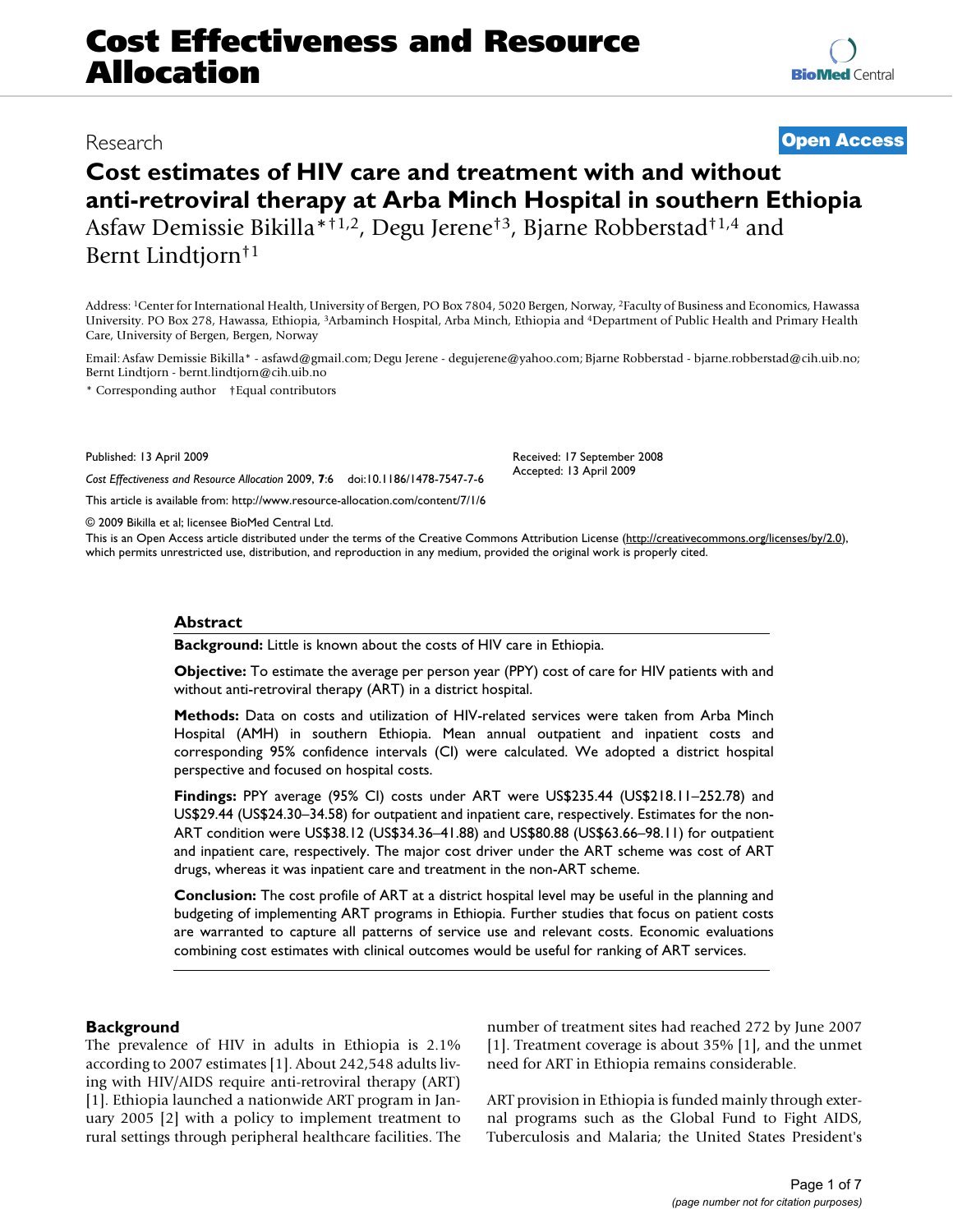Research

**Open Access**

# Cost estimates of HIV care and treatment with and without anti-retroviral therapy at Arba Minch Hospital in southern Ethiopia

Asfaw Demissie Bikilla*†1,2, Degu Jerene†3, Bjarne Robberstad†1,4 and Bernt Lindtjorn†1

Address: [1]Center for International Health, University of Bergen, PO Box 7804, 5020 Bergen, Norway, [2]Faculty of Business and Economics, Hawassa University. PO Box 278, Hawassa, Ethiopia, [3]Arbaminch Hospital, Arba Minch, Ethiopia and [4]Department of Public Health and Primary Health Care, University of Bergen, Bergen, Norway

Email: Asfaw Demissie Bikilla* - asfawd@gmail.com; Degu Jerene - degujerene@yahoo.com; Bjarne Robberstad - bjarne.robberstad@cih.uib.no; Bernt Lindtjorn - bernt.lindtjorn@cih.uib.no

\* Corresponding author †Equal contributors

Published: 13 April 2009

*Cost Effectiveness and Resource Allocation* 2009, **7**:6 doi:10.1186/1478-7547-7-6

Received: 17 September 2008
Accepted: 13 April 2009

This article is available from: http://www.resource-allocation.com/content/7/1/6

© 2009 Bikilla et al; licensee BioMed Central Ltd.

This is an Open Access article distributed under the terms of the Creative Commons Attribution License (http://creativecommons.org/licenses/by/2.0), which permits unrestricted use, distribution, and reproduction in any medium, provided the original work is properly cited.

## Abstract

**Background:** Little is known about the costs of HIV care in Ethiopia.

**Objective:** To estimate the average per person year (PPY) cost of care for HIV patients with and without anti-retroviral therapy (ART) in a district hospital.

**Methods:** Data on costs and utilization of HIV-related services were taken from Arba Minch Hospital (AMH) in southern Ethiopia. Mean annual outpatient and inpatient costs and corresponding 95% confidence intervals (CI) were calculated. We adopted a district hospital perspective and focused on hospital costs.

**Findings:** PPY average (95% CI) costs under ART were US$235.44 (US$218.11–252.78) and US$29.44 (US$24.30–34.58) for outpatient and inpatient care, respectively. Estimates for the non-ART condition were US$38.12 (US$34.36–41.88) and US$80.88 (US$63.66–98.11) for outpatient and inpatient care, respectively. The major cost driver under the ART scheme was cost of ART drugs, whereas it was inpatient care and treatment in the non-ART scheme.

**Conclusion:** The cost profile of ART at a district hospital level may be useful in the planning and budgeting of implementing ART programs in Ethiopia. Further studies that focus on patient costs are warranted to capture all patterns of service use and relevant costs. Economic evaluations combining cost estimates with clinical outcomes would be useful for ranking of ART services.

## Background

The prevalence of HIV in adults in Ethiopia is 2.1% according to 2007 estimates [1]. About 242,548 adults living with HIV/AIDS require anti-retroviral therapy (ART) [1]. Ethiopia launched a nationwide ART program in January 2005 [2] with a policy to implement treatment to rural settings through peripheral healthcare facilities. The number of treatment sites had reached 272 by June 2007 [1]. Treatment coverage is about 35% [1], and the unmet need for ART in Ethiopia remains considerable.

ART provision in Ethiopia is funded mainly through external programs such as the Global Fund to Fight AIDS, Tuberculosis and Malaria; the United States President's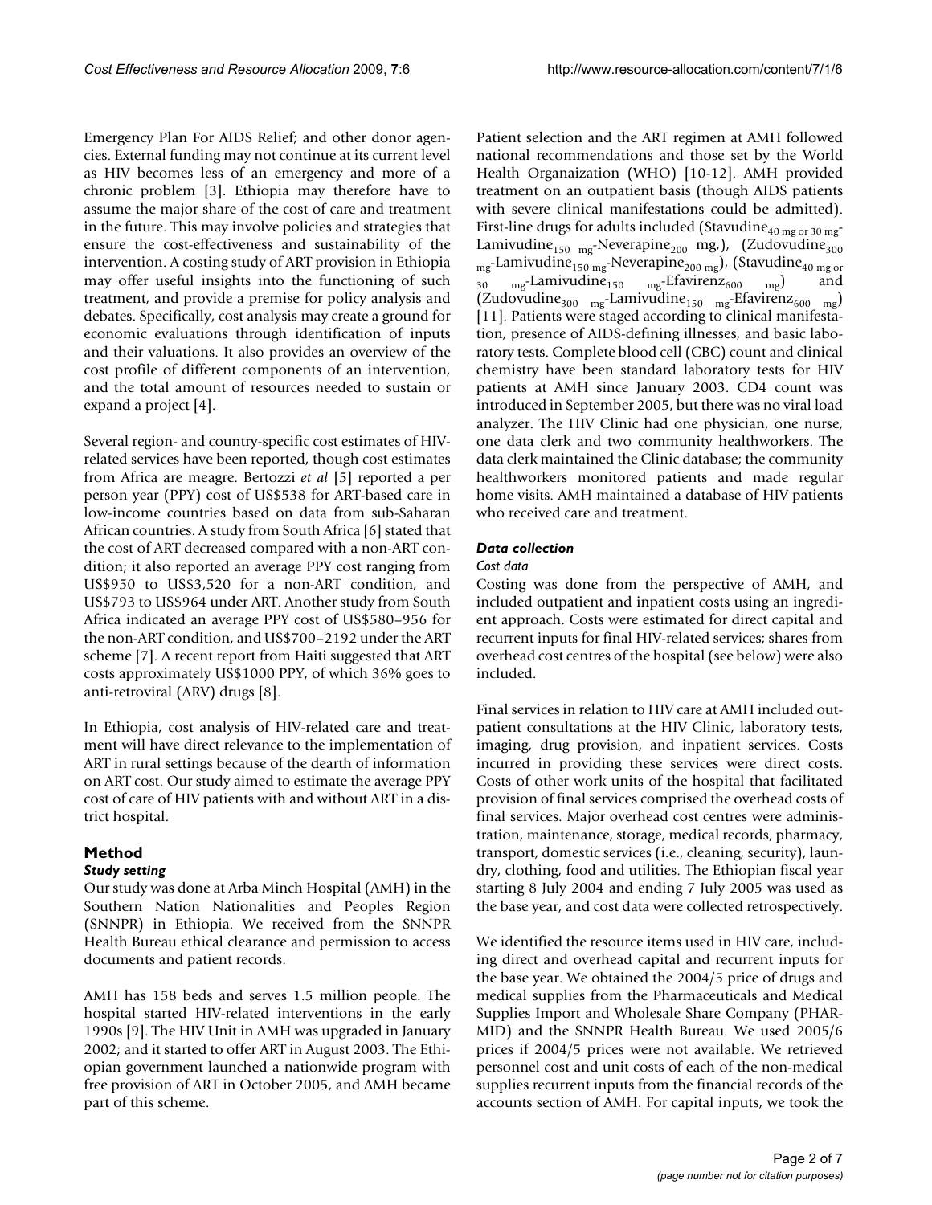Emergency Plan For AIDS Relief; and other donor agencies. External funding may not continue at its current level as HIV becomes less of an emergency and more of a chronic problem [3]. Ethiopia may therefore have to assume the major share of the cost of care and treatment in the future. This may involve policies and strategies that ensure the cost-effectiveness and sustainability of the intervention. A costing study of ART provision in Ethiopia may offer useful insights into the functioning of such treatment, and provide a premise for policy analysis and debates. Specifically, cost analysis may create a ground for economic evaluations through identification of inputs and their valuations. It also provides an overview of the cost profile of different components of an intervention, and the total amount of resources needed to sustain or expand a project [4].

Several region- and country-specific cost estimates of HIV-related services have been reported, though cost estimates from Africa are meagre. Bertozzi *et al* [5] reported a per person year (PPY) cost of US$538 for ART-based care in low-income countries based on data from sub-Saharan African countries. A study from South Africa [6] stated that the cost of ART decreased compared with a non-ART condition; it also reported an average PPY cost ranging from US$950 to US$3,520 for a non-ART condition, and US$793 to US$964 under ART. Another study from South Africa indicated an average PPY cost of US$580–956 for the non-ART condition, and US$700–2192 under the ART scheme [7]. A recent report from Haiti suggested that ART costs approximately US$1000 PPY, of which 36% goes to anti-retroviral (ARV) drugs [8].

In Ethiopia, cost analysis of HIV-related care and treatment will have direct relevance to the implementation of ART in rural settings because of the dearth of information on ART cost. Our study aimed to estimate the average PPY cost of care of HIV patients with and without ART in a district hospital.

## Method

### *Study setting*

Our study was done at Arba Minch Hospital (AMH) in the Southern Nation Nationalities and Peoples Region (SNNPR) in Ethiopia. We received from the SNNPR Health Bureau ethical clearance and permission to access documents and patient records.

AMH has 158 beds and serves 1.5 million people. The hospital started HIV-related interventions in the early 1990s [9]. The HIV Unit in AMH was upgraded in January 2002; and it started to offer ART in August 2003. The Ethiopian government launched a nationwide program with free provision of ART in October 2005, and AMH became part of this scheme.

Patient selection and the ART regimen at AMH followed national recommendations and those set by the World Health Organaization (WHO) [10-12]. AMH provided treatment on an outpatient basis (though AIDS patients with severe clinical manifestations could be admitted). First-line drugs for adults included (Stavudine$_{40\text{ mg or }30\text{ mg}}$-Lamivudine$_{150\text{ mg}}$-Neverapine$_{200}$ mg,), (Zudovudine$_{300\text{ mg}}$-Lamivudine$_{150\text{ mg}}$-Neverapine$_{200\text{ mg}}$), (Stavudine$_{40\text{ mg or }30\text{ mg}}$-Lamivudine$_{150\text{ mg}}$-Efavirenz$_{600\text{ mg}}$) and (Zudovudine$_{300\text{ mg}}$-Lamivudine$_{150\text{ mg}}$-Efavirenz$_{600\text{ mg}}$) [11]. Patients were staged according to clinical manifestation, presence of AIDS-defining illnesses, and basic laboratory tests. Complete blood cell (CBC) count and clinical chemistry have been standard laboratory tests for HIV patients at AMH since January 2003. CD4 count was introduced in September 2005, but there was no viral load analyzer. The HIV Clinic had one physician, one nurse, one data clerk and two community healthworkers. The data clerk maintained the Clinic database; the community healthworkers monitored patients and made regular home visits. AMH maintained a database of HIV patients who received care and treatment.

### *Data collection*

#### *Cost data*

Costing was done from the perspective of AMH, and included outpatient and inpatient costs using an ingredient approach. Costs were estimated for direct capital and recurrent inputs for final HIV-related services; shares from overhead cost centres of the hospital (see below) were also included.

Final services in relation to HIV care at AMH included outpatient consultations at the HIV Clinic, laboratory tests, imaging, drug provision, and inpatient services. Costs incurred in providing these services were direct costs. Costs of other work units of the hospital that facilitated provision of final services comprised the overhead costs of final services. Major overhead cost centres were administration, maintenance, storage, medical records, pharmacy, transport, domestic services (i.e., cleaning, security), laundry, clothing, food and utilities. The Ethiopian fiscal year starting 8 July 2004 and ending 7 July 2005 was used as the base year, and cost data were collected retrospectively.

We identified the resource items used in HIV care, including direct and overhead capital and recurrent inputs for the base year. We obtained the 2004/5 price of drugs and medical supplies from the Pharmaceuticals and Medical Supplies Import and Wholesale Share Company (PHARMID) and the SNNPR Health Bureau. We used 2005/6 prices if 2004/5 prices were not available. We retrieved personnel cost and unit costs of each of the non-medical supplies recurrent inputs from the financial records of the accounts section of AMH. For capital inputs, we took the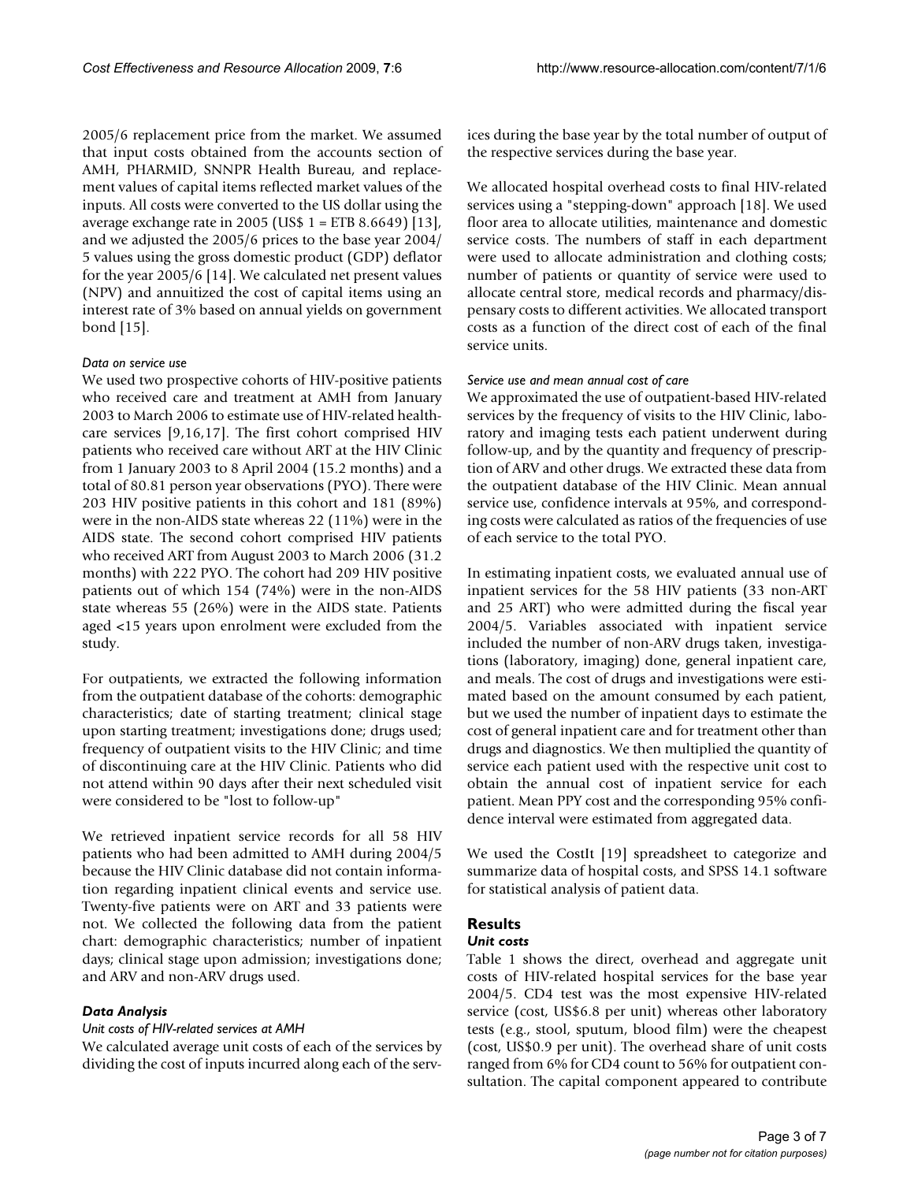2005/6 replacement price from the market. We assumed that input costs obtained from the accounts section of AMH, PHARMID, SNNPR Health Bureau, and replacement values of capital items reflected market values of the inputs. All costs were converted to the US dollar using the average exchange rate in 2005 (US$ 1 = ETB 8.6649) [13], and we adjusted the 2005/6 prices to the base year 2004/5 values using the gross domestic product (GDP) deflator for the year 2005/6 [14]. We calculated net present values (NPV) and annuitized the cost of capital items using an interest rate of 3% based on annual yields on government bond [15].

*Data on service use*

We used two prospective cohorts of HIV-positive patients who received care and treatment at AMH from January 2003 to March 2006 to estimate use of HIV-related healthcare services [9,16,17]. The first cohort comprised HIV patients who received care without ART at the HIV Clinic from 1 January 2003 to 8 April 2004 (15.2 months) and a total of 80.81 person year observations (PYO). There were 203 HIV positive patients in this cohort and 181 (89%) were in the non-AIDS state whereas 22 (11%) were in the AIDS state. The second cohort comprised HIV patients who received ART from August 2003 to March 2006 (31.2 months) with 222 PYO. The cohort had 209 HIV positive patients out of which 154 (74%) were in the non-AIDS state whereas 55 (26%) were in the AIDS state. Patients aged <15 years upon enrolment were excluded from the study.

For outpatients, we extracted the following information from the outpatient database of the cohorts: demographic characteristics; date of starting treatment; clinical stage upon starting treatment; investigations done; drugs used; frequency of outpatient visits to the HIV Clinic; and time of discontinuing care at the HIV Clinic. Patients who did not attend within 90 days after their next scheduled visit were considered to be "lost to follow-up"

We retrieved inpatient service records for all 58 HIV patients who had been admitted to AMH during 2004/5 because the HIV Clinic database did not contain information regarding inpatient clinical events and service use. Twenty-five patients were on ART and 33 patients were not. We collected the following data from the patient chart: demographic characteristics; number of inpatient days; clinical stage upon admission; investigations done; and ARV and non-ARV drugs used.

### *Data Analysis*

*Unit costs of HIV-related services at AMH*

We calculated average unit costs of each of the services by dividing the cost of inputs incurred along each of the services during the base year by the total number of output of the respective services during the base year.

We allocated hospital overhead costs to final HIV-related services using a "stepping-down" approach [18]. We used floor area to allocate utilities, maintenance and domestic service costs. The numbers of staff in each department were used to allocate administration and clothing costs; number of patients or quantity of service were used to allocate central store, medical records and pharmacy/dispensary costs to different activities. We allocated transport costs as a function of the direct cost of each of the final service units.

*Service use and mean annual cost of care*

We approximated the use of outpatient-based HIV-related services by the frequency of visits to the HIV Clinic, laboratory and imaging tests each patient underwent during follow-up, and by the quantity and frequency of prescription of ARV and other drugs. We extracted these data from the outpatient database of the HIV Clinic. Mean annual service use, confidence intervals at 95%, and corresponding costs were calculated as ratios of the frequencies of use of each service to the total PYO.

In estimating inpatient costs, we evaluated annual use of inpatient services for the 58 HIV patients (33 non-ART and 25 ART) who were admitted during the fiscal year 2004/5. Variables associated with inpatient service included the number of non-ARV drugs taken, investigations (laboratory, imaging) done, general inpatient care, and meals. The cost of drugs and investigations were estimated based on the amount consumed by each patient, but we used the number of inpatient days to estimate the cost of general inpatient care and for treatment other than drugs and diagnostics. We then multiplied the quantity of service each patient used with the respective unit cost to obtain the annual cost of inpatient service for each patient. Mean PPY cost and the corresponding 95% confidence interval were estimated from aggregated data.

We used the CostIt [19] spreadsheet to categorize and summarize data of hospital costs, and SPSS 14.1 software for statistical analysis of patient data.

## Results

### *Unit costs*

Table 1 shows the direct, overhead and aggregate unit costs of HIV-related hospital services for the base year 2004/5. CD4 test was the most expensive HIV-related service (cost, US$6.8 per unit) whereas other laboratory tests (e.g., stool, sputum, blood film) were the cheapest (cost, US$0.9 per unit). The overhead share of unit costs ranged from 6% for CD4 count to 56% for outpatient consultation. The capital component appeared to contribute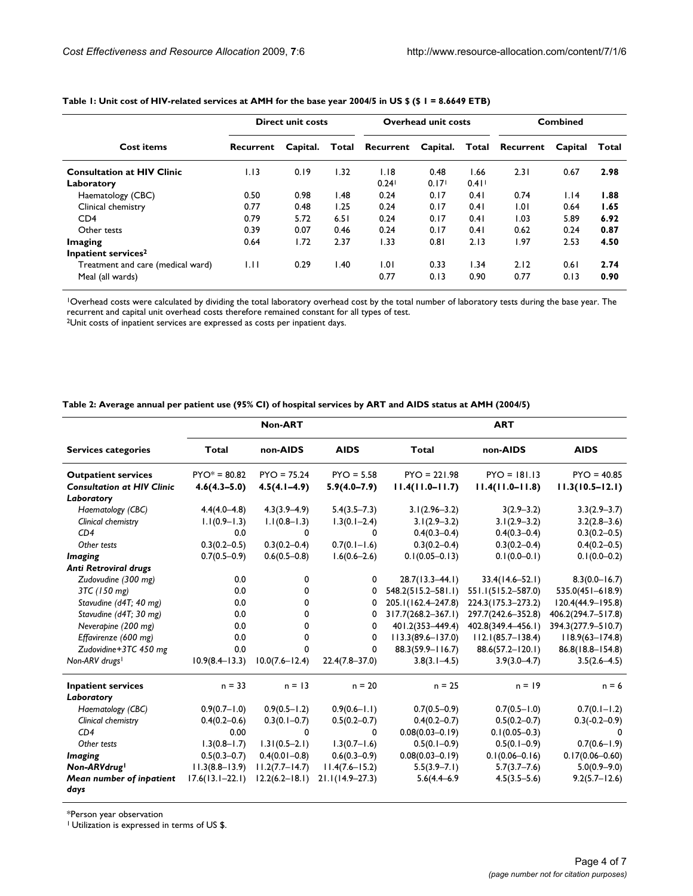**Table 1: Unit cost of HIV-related services at AMH for the base year 2004/5 in US $ ($ 1 = 8.6649 ETB)**

| Cost items | Direct unit costs | | | Overhead unit costs | | | Combined | | |
|---|---|---|---|---|---|---|---|---|---|
| | Recurrent | Capital. | Total | Recurrent | Capital. | Total | Recurrent | Capital | Total |
| **Consultation at HIV Clinic** | 1.13 | 0.19 | 1.32 | 1.18 | 0.48 | 1.66 | 2.31 | 0.67 | **2.98** |
| **Laboratory** | | | | 0.24[1] | 0.17[1] | 0.41[1] | | | |
| Haematology (CBC) | 0.50 | 0.98 | 1.48 | 0.24 | 0.17 | 0.41 | 0.74 | 1.14 | **1.88** |
| Clinical chemistry | 0.77 | 0.48 | 1.25 | 0.24 | 0.17 | 0.41 | 1.01 | 0.64 | **1.65** |
| CD4 | 0.79 | 5.72 | 6.51 | 0.24 | 0.17 | 0.41 | 1.03 | 5.89 | **6.92** |
| Other tests | 0.39 | 0.07 | 0.46 | 0.24 | 0.17 | 0.41 | 0.62 | 0.24 | **0.87** |
| **Imaging** | 0.64 | 1.72 | 2.37 | 1.33 | 0.81 | 2.13 | 1.97 | 2.53 | **4.50** |
| **Inpatient services[2]** | | | | | | | | | |
| Treatment and care (medical ward) | 1.11 | 0.29 | 1.40 | 1.01 | 0.33 | 1.34 | 2.12 | 0.61 | **2.74** |
| Meal (all wards) | | | | 0.77 | 0.13 | 0.90 | 0.77 | 0.13 | **0.90** |

[1]Overhead costs were calculated by dividing the total laboratory overhead cost by the total number of laboratory tests during the base year. The recurrent and capital unit overhead costs therefore remained constant for all types of test.
[2]Unit costs of inpatient services are expressed as costs per inpatient days.

**Table 2: Average annual per patient use (95% CI) of hospital services by ART and AIDS status at AMH (2004/5)**

| Services categories | Non-ART | | | ART | | |
|---|---|---|---|---|---|---|
| | Total | non-AIDS | AIDS | Total | non-AIDS | AIDS |
| **Outpatient services** | PYO* = 80.82 | PYO = 75.24 | PYO = 5.58 | PYO = 221.98 | PYO = 181.13 | PYO = 40.85 |
| ***Consultation at HIV Clinic*** | **4.6(4.3–5.0)** | **4.5(4.1–4.9)** | **5.9(4.0–7.9)** | **11.4(11.0–11.7)** | **11.4(11.0–11.8)** | **11.3(10.5–12.1)** |
| ***Laboratory*** | | | | | | |
| *Haematology (CBC)* | 4.4(4.0–4.8) | 4.3(3.9–4.9) | 5.4(3.5–7.3) | 3.1(2.96–3.2) | 3(2.9–3.2) | 3.3(2.9–3.7) |
| *Clinical chemistry* | 1.1(0.9–1.3) | 1.1(0.8–1.3) | 1.3(0.1–2.4) | 3.1(2.9–3.2) | 3.1(2.9–3.2) | 3.2(2.8–3.6) |
| *CD4* | 0.0 | 0 | 0 | 0.4(0.3–0.4) | 0.4(0.3–0.4) | 0.3(0.2–0.5) |
| *Other tests* | 0.3(0.2–0.5) | 0.3(0.2–0.4) | 0.7(0.1–1.6) | 0.3(0.2–0.4) | 0.3(0.2–0.4) | 0.4(0.2–0.5) |
| ***Imaging*** | 0.7(0.5–0.9) | 0.6(0.5–0.8) | 1.6(0.6–2.6) | 0.1(0.05–0.13) | 0.1(0.0–0.1) | 0.1(0.0–0.2) |
| ***Anti Retroviral drugs*** | | | | | | |
| *Zudovudine (300 mg)* | 0.0 | 0 | 0 | 28.7(13.3–44.1) | 33.4(14.6–52.1) | 8.3(0.0–16.7) |
| *3TC (150 mg)* | 0.0 | 0 | 0 | 548.2(515.2–581.1) | 551.1(515.2–587.0) | 535.0(451–618.9) |
| *Stavudine (d4T; 40 mg)* | 0.0 | 0 | 0 | 205.1(162.4–247.8) | 224.3(175.3–273.2) | 120.4(44.9–195.8) |
| *Stavudine (d4T; 30 mg)* | 0.0 | 0 | 0 | 317.7(268.2–367.1) | 297.7(242.6–352.8) | 406.2(294.7–517.8) |
| *Neverapine (200 mg)* | 0.0 | 0 | 0 | 401.2(353–449.4) | 402.8(349.4–456.1) | 394.3(277.9–510.7) |
| *Effavirenze (600 mg)* | 0.0 | 0 | 0 | 113.3(89.6–137.0) | 112.1(85.7–138.4) | 118.9(63–174.8) |
| *Zudovidine+3TC 450 mg* | 0.0 | 0 | 0 | 88.3(59.9–116.7) | 88.6(57.2–120.1) | 86.8(18.8–154.8) |
| *Non-ARV drugs[1]* | 10.9(8.4–13.3) | 10.0(7.6–12.4) | 22.4(7.8–37.0) | 3.8(3.1–4.5) | 3.9(3.0–4.7) | 3.5(2.6–4.5) |
| **Inpatient services** | n = 33 | n = 13 | n = 20 | n = 25 | n = 19 | n = 6 |
| ***Laboratory*** | | | | | | |
| *Haematology (CBC)* | 0.9(0.7–1.0) | 0.9(0.5–1.2) | 0.9(0.6–1.1) | 0.7(0.5–0.9) | 0.7(0.5–1.0) | 0.7(0.1–1.2) |
| *Clinical chemistry* | 0.4(0.2–0.6) | 0.3(0.1–0.7) | 0.5(0.2–0.7) | 0.4(0.2–0.7) | 0.5(0.2–0.7) | 0.3(-0.2–0.9) |
| *CD4* | 0.00 | 0 | 0 | 0.08(0.03–0.19) | 0.1(0.05–0.3) | 0 |
| *Other tests* | 1.3(0.8–1.7) | 1.31(0.5–2.1) | 1.3(0.7–1.6) | 0.5(0.1–0.9) | 0.5(0.1–0.9) | 0.7(0.6–1.9) |
| ***Imaging*** | 0.5(0.3–0.7) | 0.4(0.01–0.8) | 0.6(0.3–0.9) | 0.08(0.03–0.19) | 0.1(0.06–0.16) | 0.17(0.06–0.60) |
| ***Non-ARVdrug[1]*** | 11.3(8.8–13.9) | 11.2(7.7–14.7) | 11.4(7.6–15.2) | 5.5(3.9–7.1) | 5.7(3.7–7.6) | 5.0(0.9–9.0) |
| ***Mean number of inpatient days*** | 17.6(13.1–22.1) | 12.2(6.2–18.1) | 21.1(14.9–27.3) | 5.6(4.4–6.9 | 4.5(3.5–5.6) | 9.2(5.7–12.6) |

*Person year observation
[1] Utilization is expressed in terms of US $.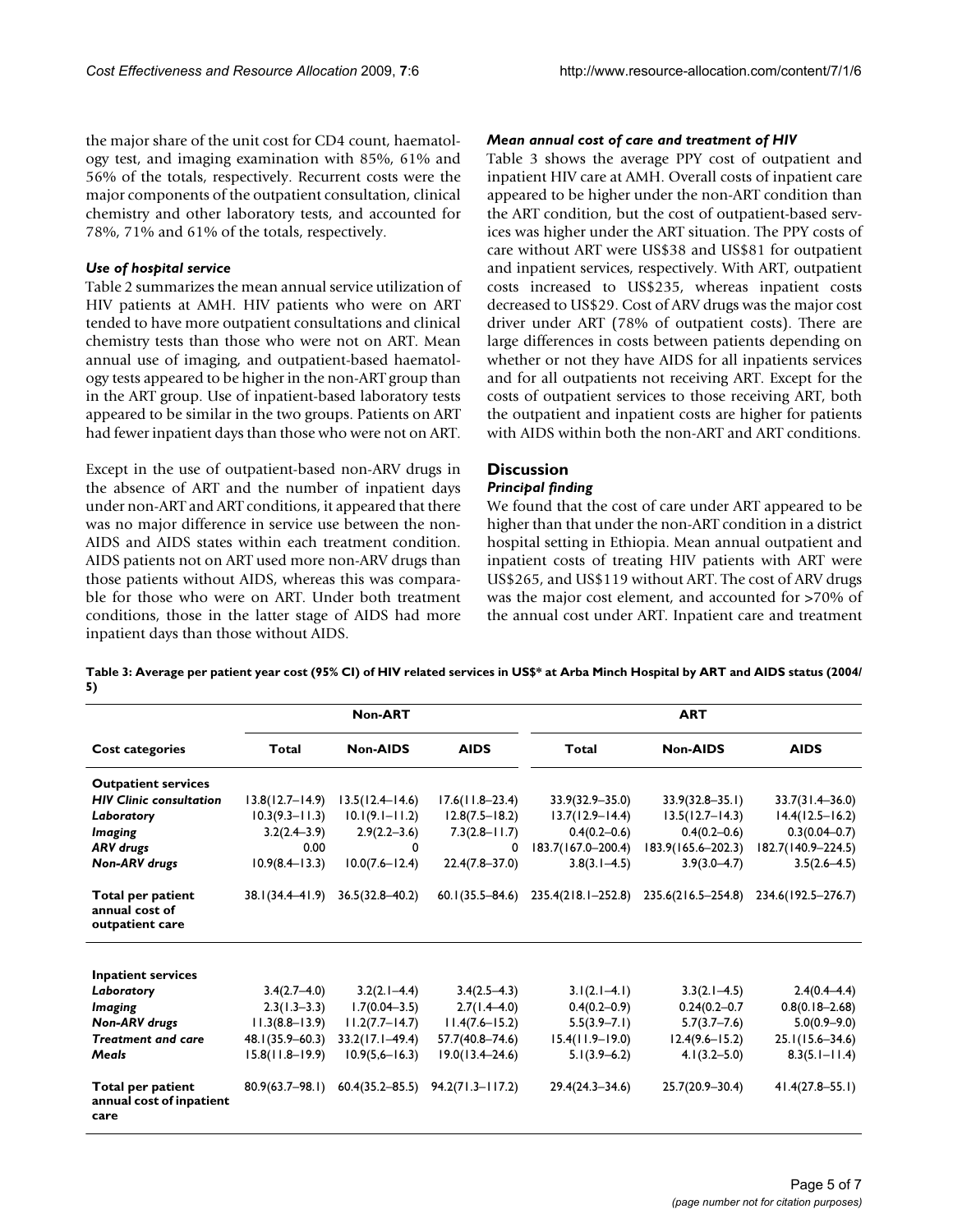the major share of the unit cost for CD4 count, haematology test, and imaging examination with 85%, 61% and 56% of the totals, respectively. Recurrent costs were the major components of the outpatient consultation, clinical chemistry and other laboratory tests, and accounted for 78%, 71% and 61% of the totals, respectively.

### *Use of hospital service*

Table 2 summarizes the mean annual service utilization of HIV patients at AMH. HIV patients who were on ART tended to have more outpatient consultations and clinical chemistry tests than those who were not on ART. Mean annual use of imaging, and outpatient-based haematology tests appeared to be higher in the non-ART group than in the ART group. Use of inpatient-based laboratory tests appeared to be similar in the two groups. Patients on ART had fewer inpatient days than those who were not on ART.

Except in the use of outpatient-based non-ARV drugs in the absence of ART and the number of inpatient days under non-ART and ART conditions, it appeared that there was no major difference in service use between the non-AIDS and AIDS states within each treatment condition. AIDS patients not on ART used more non-ARV drugs than those patients without AIDS, whereas this was comparable for those who were on ART. Under both treatment conditions, those in the latter stage of AIDS had more inpatient days than those without AIDS.

### *Mean annual cost of care and treatment of HIV*

Table 3 shows the average PPY cost of outpatient and inpatient HIV care at AMH. Overall costs of inpatient care appeared to be higher under the non-ART condition than the ART condition, but the cost of outpatient-based services was higher under the ART situation. The PPY costs of care without ART were US$38 and US$81 for outpatient and inpatient services, respectively. With ART, outpatient costs increased to US$235, whereas inpatient costs decreased to US$29. Cost of ARV drugs was the major cost driver under ART (78% of outpatient costs). There are large differences in costs between patients depending on whether or not they have AIDS for all inpatients services and for all outpatients not receiving ART. Except for the costs of outpatient services to those receiving ART, both the outpatient and inpatient costs are higher for patients with AIDS within both the non-ART and ART conditions.

## Discussion

### *Principal finding*

We found that the cost of care under ART appeared to be higher than that under the non-ART condition in a district hospital setting in Ethiopia. Mean annual outpatient and inpatient costs of treating HIV patients with ART were US$265, and US$119 without ART. The cost of ARV drugs was the major cost element, and accounted for >70% of the annual cost under ART. Inpatient care and treatment

**Table 3: Average per patient year cost (95% CI) of HIV related services in US$* at Arba Minch Hospital by ART and AIDS status (2004/5)**

| | Non-ART | | | ART | | |
|---|---|---|---|---|---|---|
| **Cost categories** | **Total** | **Non-AIDS** | **AIDS** | **Total** | **Non-AIDS** | **AIDS** |
| **Outpatient services** | | | | | | |
| ***HIV Clinic consultation*** | 13.8(12.7–14.9) | 13.5(12.4–14.6) | 17.6(11.8–23.4) | 33.9(32.9–35.0) | 33.9(32.8–35.1) | 33.7(31.4–36.0) |
| ***Laboratory*** | 10.3(9.3–11.3) | 10.1(9.1–11.2) | 12.8(7.5–18.2) | 13.7(12.9–14.4) | 13.5(12.7–14.3) | 14.4(12.5–16.2) |
| ***Imaging*** | 3.2(2.4–3.9) | 2.9(2.2–3.6) | 7.3(2.8–11.7) | 0.4(0.2–0.6) | 0.4(0.2–0.6) | 0.3(0.04–0.7) |
| ***ARV drugs*** | 0.00 | 0 | 0 | 183.7(167.0–200.4) | 183.9(165.6–202.3) | 182.7(140.9–224.5) |
| ***Non-ARV drugs*** | 10.9(8.4–13.3) | 10.0(7.6–12.4) | 22.4(7.8–37.0) | 3.8(3.1–4.5) | 3.9(3.0–4.7) | 3.5(2.6–4.5) |
| **Total per patient annual cost of outpatient care** | 38.1(34.4–41.9) | 36.5(32.8–40.2) | 60.1(35.5–84.6) | 235.4(218.1–252.8) | 235.6(216.5–254.8) | 234.6(192.5–276.7) |
| **Inpatient services** | | | | | | |
| ***Laboratory*** | 3.4(2.7–4.0) | 3.2(2.1–4.4) | 3.4(2.5–4.3) | 3.1(2.1–4.1) | 3.3(2.1–4.5) | 2.4(0.4–4.4) |
| ***Imaging*** | 2.3(1.3–3.3) | 1.7(0.04–3.5) | 2.7(1.4–4.0) | 0.4(0.2–0.9) | 0.24(0.2–0.7) | 0.8(0.18–2.68) |
| ***Non-ARV drugs*** | 11.3(8.8–13.9) | 11.2(7.7–14.7) | 11.4(7.6–15.2) | 5.5(3.9–7.1) | 5.7(3.7–7.6) | 5.0(0.9–9.0) |
| ***Treatment and care*** | 48.1(35.9–60.3) | 33.2(17.1–49.4) | 57.7(40.8–74.6) | 15.4(11.9–19.0) | 12.4(9.6–15.2) | 25.1(15.6–34.6) |
| ***Meals*** | 15.8(11.8–19.9) | 10.9(5,6–16.3) | 19.0(13.4–24.6) | 5.1(3.9–6.2) | 4.1(3.2–5.0) | 8.3(5.1–11.4) |
| **Total per patient annual cost of inpatient care** | 80.9(63.7–98.1) | 60.4(35.2–85.5) | 94.2(71.3–117.2) | 29.4(24.3–34.6) | 25.7(20.9–30.4) | 41.4(27.8–55.1) |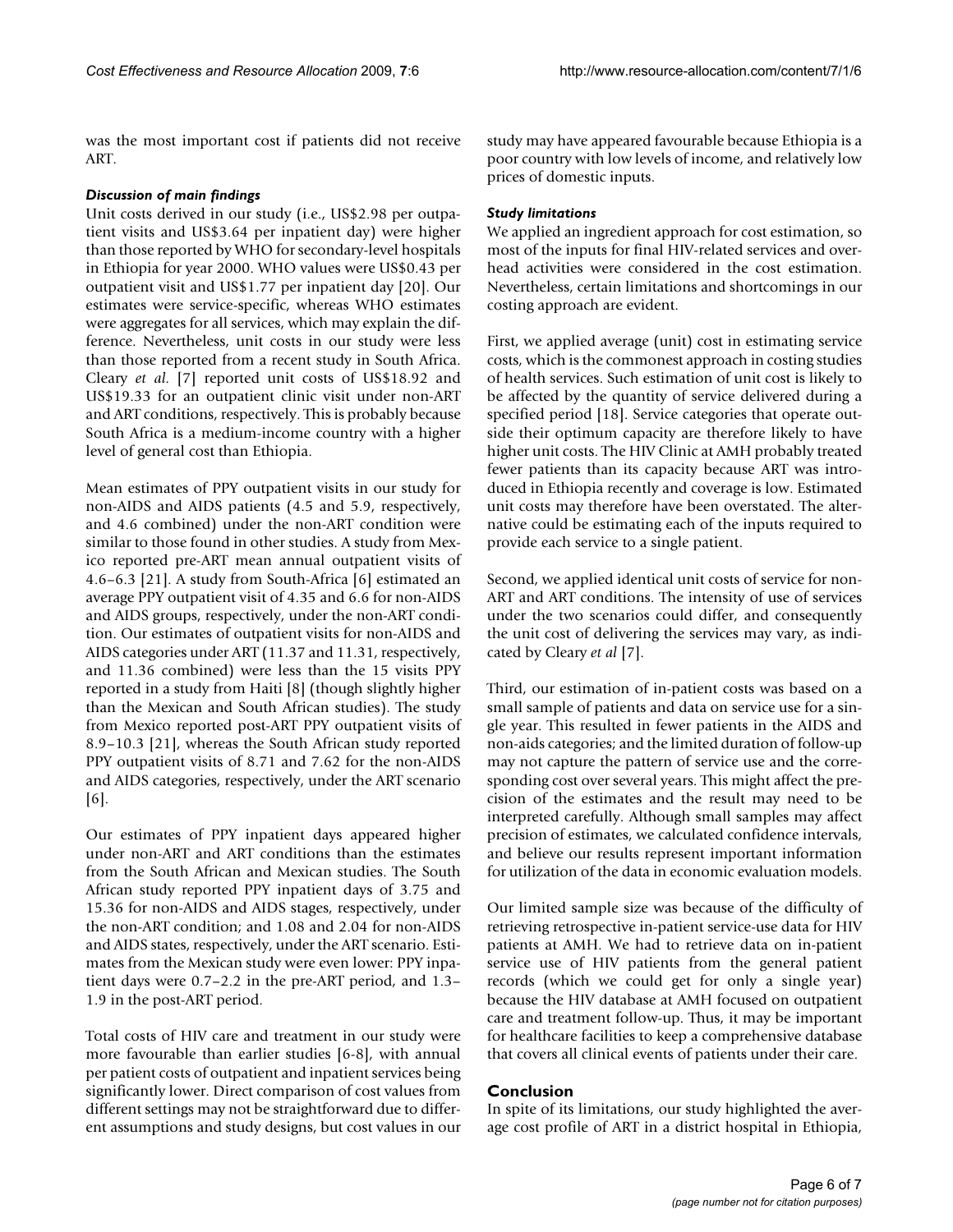was the most important cost if patients did not receive ART.

### *Discussion of main findings*

Unit costs derived in our study (i.e., US$2.98 per outpatient visits and US$3.64 per inpatient day) were higher than those reported by WHO for secondary-level hospitals in Ethiopia for year 2000. WHO values were US$0.43 per outpatient visit and US$1.77 per inpatient day [20]. Our estimates were service-specific, whereas WHO estimates were aggregates for all services, which may explain the difference. Nevertheless, unit costs in our study were less than those reported from a recent study in South Africa. Cleary *et al*. [7] reported unit costs of US$18.92 and US$19.33 for an outpatient clinic visit under non-ART and ART conditions, respectively. This is probably because South Africa is a medium-income country with a higher level of general cost than Ethiopia.

Mean estimates of PPY outpatient visits in our study for non-AIDS and AIDS patients (4.5 and 5.9, respectively, and 4.6 combined) under the non-ART condition were similar to those found in other studies. A study from Mexico reported pre-ART mean annual outpatient visits of 4.6–6.3 [21]. A study from South-Africa [6] estimated an average PPY outpatient visit of 4.35 and 6.6 for non-AIDS and AIDS groups, respectively, under the non-ART condition. Our estimates of outpatient visits for non-AIDS and AIDS categories under ART (11.37 and 11.31, respectively, and 11.36 combined) were less than the 15 visits PPY reported in a study from Haiti [8] (though slightly higher than the Mexican and South African studies). The study from Mexico reported post-ART PPY outpatient visits of 8.9–10.3 [21], whereas the South African study reported PPY outpatient visits of 8.71 and 7.62 for the non-AIDS and AIDS categories, respectively, under the ART scenario [6].

Our estimates of PPY inpatient days appeared higher under non-ART and ART conditions than the estimates from the South African and Mexican studies. The South African study reported PPY inpatient days of 3.75 and 15.36 for non-AIDS and AIDS stages, respectively, under the non-ART condition; and 1.08 and 2.04 for non-AIDS and AIDS states, respectively, under the ART scenario. Estimates from the Mexican study were even lower: PPY inpatient days were 0.7–2.2 in the pre-ART period, and 1.3–1.9 in the post-ART period.

Total costs of HIV care and treatment in our study were more favourable than earlier studies [6-8], with annual per patient costs of outpatient and inpatient services being significantly lower. Direct comparison of cost values from different settings may not be straightforward due to different assumptions and study designs, but cost values in our study may have appeared favourable because Ethiopia is a poor country with low levels of income, and relatively low prices of domestic inputs.

### *Study limitations*

We applied an ingredient approach for cost estimation, so most of the inputs for final HIV-related services and overhead activities were considered in the cost estimation. Nevertheless, certain limitations and shortcomings in our costing approach are evident.

First, we applied average (unit) cost in estimating service costs, which is the commonest approach in costing studies of health services. Such estimation of unit cost is likely to be affected by the quantity of service delivered during a specified period [18]. Service categories that operate outside their optimum capacity are therefore likely to have higher unit costs. The HIV Clinic at AMH probably treated fewer patients than its capacity because ART was introduced in Ethiopia recently and coverage is low. Estimated unit costs may therefore have been overstated. The alternative could be estimating each of the inputs required to provide each service to a single patient.

Second, we applied identical unit costs of service for non-ART and ART conditions. The intensity of use of services under the two scenarios could differ, and consequently the unit cost of delivering the services may vary, as indicated by Cleary *et al* [7].

Third, our estimation of in-patient costs was based on a small sample of patients and data on service use for a single year. This resulted in fewer patients in the AIDS and non-aids categories; and the limited duration of follow-up may not capture the pattern of service use and the corresponding cost over several years. This might affect the precision of the estimates and the result may need to be interpreted carefully. Although small samples may affect precision of estimates, we calculated confidence intervals, and believe our results represent important information for utilization of the data in economic evaluation models.

Our limited sample size was because of the difficulty of retrieving retrospective in-patient service-use data for HIV patients at AMH. We had to retrieve data on in-patient service use of HIV patients from the general patient records (which we could get for only a single year) because the HIV database at AMH focused on outpatient care and treatment follow-up. Thus, it may be important for healthcare facilities to keep a comprehensive database that covers all clinical events of patients under their care.

## Conclusion

In spite of its limitations, our study highlighted the average cost profile of ART in a district hospital in Ethiopia,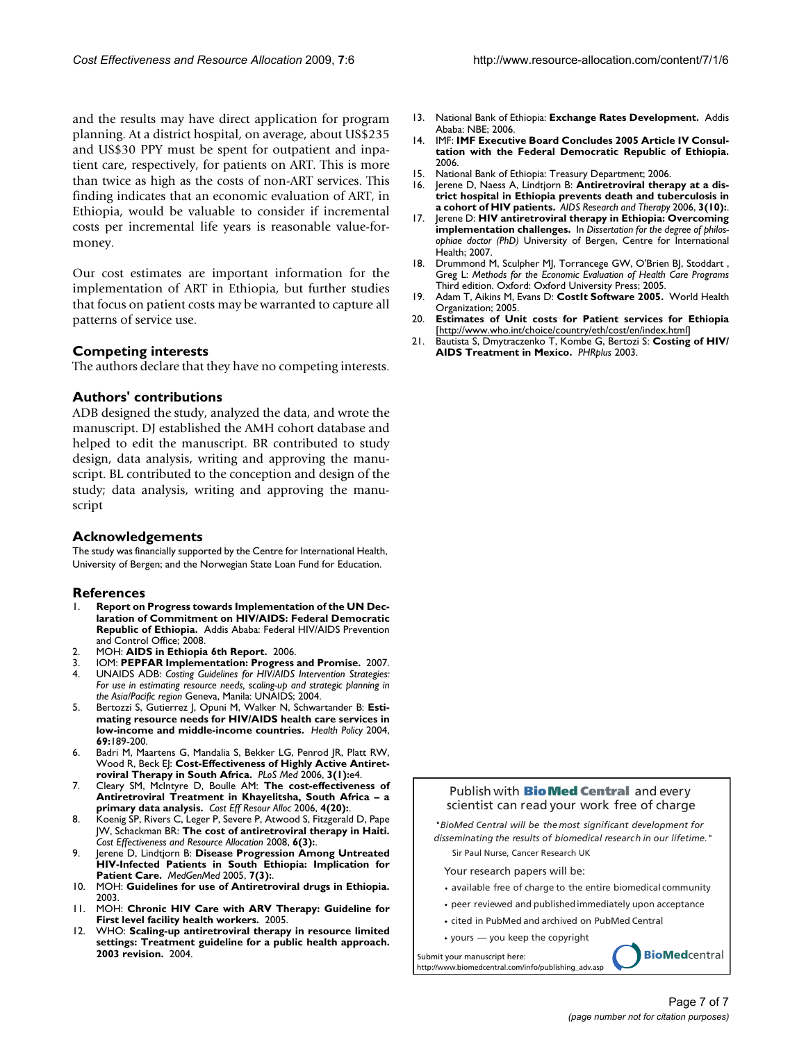and the results may have direct application for program planning. At a district hospital, on average, about US$235 and US$30 PPY must be spent for outpatient and inpatient care, respectively, for patients on ART. This is more than twice as high as the costs of non-ART services. This finding indicates that an economic evaluation of ART, in Ethiopia, would be valuable to consider if incremental costs per incremental life years is reasonable value-for-money.

Our cost estimates are important information for the implementation of ART in Ethiopia, but further studies that focus on patient costs may be warranted to capture all patterns of service use.

## Competing interests

The authors declare that they have no competing interests.

## Authors' contributions

ADB designed the study, analyzed the data, and wrote the manuscript. DJ established the AMH cohort database and helped to edit the manuscript. BR contributed to study design, data analysis, writing and approving the manuscript. BL contributed to the conception and design of the study; data analysis, writing and approving the manuscript

## Acknowledgements

The study was financially supported by the Centre for International Health, University of Bergen; and the Norwegian State Loan Fund for Education.

## References

1. **Report on Progress towards Implementation of the UN Declaration of Commitment on HIV/AIDS: Federal Democratic Republic of Ethiopia.** Addis Ababa: Federal HIV/AIDS Prevention and Control Office; 2008.
2. MOH: **AIDS in Ethiopia 6th Report.** 2006.
3. IOM: **PEPFAR Implementation: Progress and Promise.** 2007.
4. UNAIDS ADB: *Costing Guidelines for HIV/AIDS Intervention Strategies: For use in estimating resource needs, scaling-up and strategic planning in the Asia/Pacific region* Geneva, Manila: UNAIDS; 2004.
5. Bertozzi S, Gutierrez J, Opuni M, Walker N, Schwartander B: **Estimating resource needs for HIV/AIDS health care services in low-income and middle-income countries.** *Health Policy* 2004, **69:**189-200.
6. Badri M, Maartens G, Mandalia S, Bekker LG, Penrod JR, Platt RW, Wood R, Beck EJ: **Cost-Effectiveness of Highly Active Antiretroviral Therapy in South Africa.** *PLoS Med* 2006, **3(1):**e4.
7. Cleary SM, McIntyre D, Boulle AM: **The cost-effectiveness of Antiretroviral Treatment in Khayelitsha, South Africa – a primary data analysis.** *Cost Eff Resour Alloc* 2006, **4(20):**.
8. Koenig SP, Rivers C, Leger P, Severe P, Atwood S, Fitzgerald D, Pape JW, Schackman BR: **The cost of antiretroviral therapy in Haiti.** *Cost Effectiveness and Resource Allocation* 2008, **6(3):**.
9. Jerene D, Lindtjorn B: **Disease Progression Among Untreated HIV-Infected Patients in South Ethiopia: Implication for Patient Care.** *MedGenMed* 2005, **7(3):**.
10. MOH: **Guidelines for use of Antiretroviral drugs in Ethiopia.** 2003.
11. MOH: **Chronic HIV Care with ARV Therapy: Guideline for First level facility health workers.** 2005.
12. WHO: **Scaling-up antiretroviral therapy in resource limited settings: Treatment guideline for a public health approach. 2003 revision.** 2004.
13. National Bank of Ethiopia: **Exchange Rates Development.** Addis Ababa: NBE; 2006.
14. IMF: **IMF Executive Board Concludes 2005 Article IV Consultation with the Federal Democratic Republic of Ethiopia.** 2006.
15. National Bank of Ethiopia: Treasury Department; 2006.
16. Jerene D, Naess A, Lindtjorn B: **Antiretroviral therapy at a district hospital in Ethiopia prevents death and tuberculosis in a cohort of HIV patients.** *AIDS Research and Therapy* 2006, **3(10):**.
17. Jerene D: **HIV antiretroviral therapy in Ethiopia: Overcoming implementation challenges.** In *Dissertation for the degree of philosophiae doctor (PhD)* University of Bergen, Centre for International Health; 2007.
18. Drummond M, Sculpher MJ, Torrancege GW, O'Brien BJ, Stoddart , Greg L: *Methods for the Economic Evaluation of Health Care Programs* Third edition. Oxford: Oxford University Press; 2005.
19. Adam T, Aikins M, Evans D: **CostIt Software 2005.** World Health Organization; 2005.
20. **Estimates of Unit costs for Patient services for Ethiopia** [http://www.who.int/choice/country/eth/cost/en/index.html]
21. Bautista S, Dmytraczenko T, Kombe G, Bertozi S: **Costing of HIV/AIDS Treatment in Mexico.** *PHRplus* 2003.

Publish with **BioMed Central** and every scientist can read your work free of charge

*"BioMed Central will be the most significant development for disseminating the results of biomedical research in our lifetime."*
Sir Paul Nurse, Cancer Research UK

Your research papers will be:

- available free of charge to the entire biomedical community
- peer reviewed and published immediately upon acceptance
- cited in PubMed and archived on PubMed Central
- yours — you keep the copyright

Submit your manuscript here:
http://www.biomedcentral.com/info/publishing_adv.asp

BioMedcentral